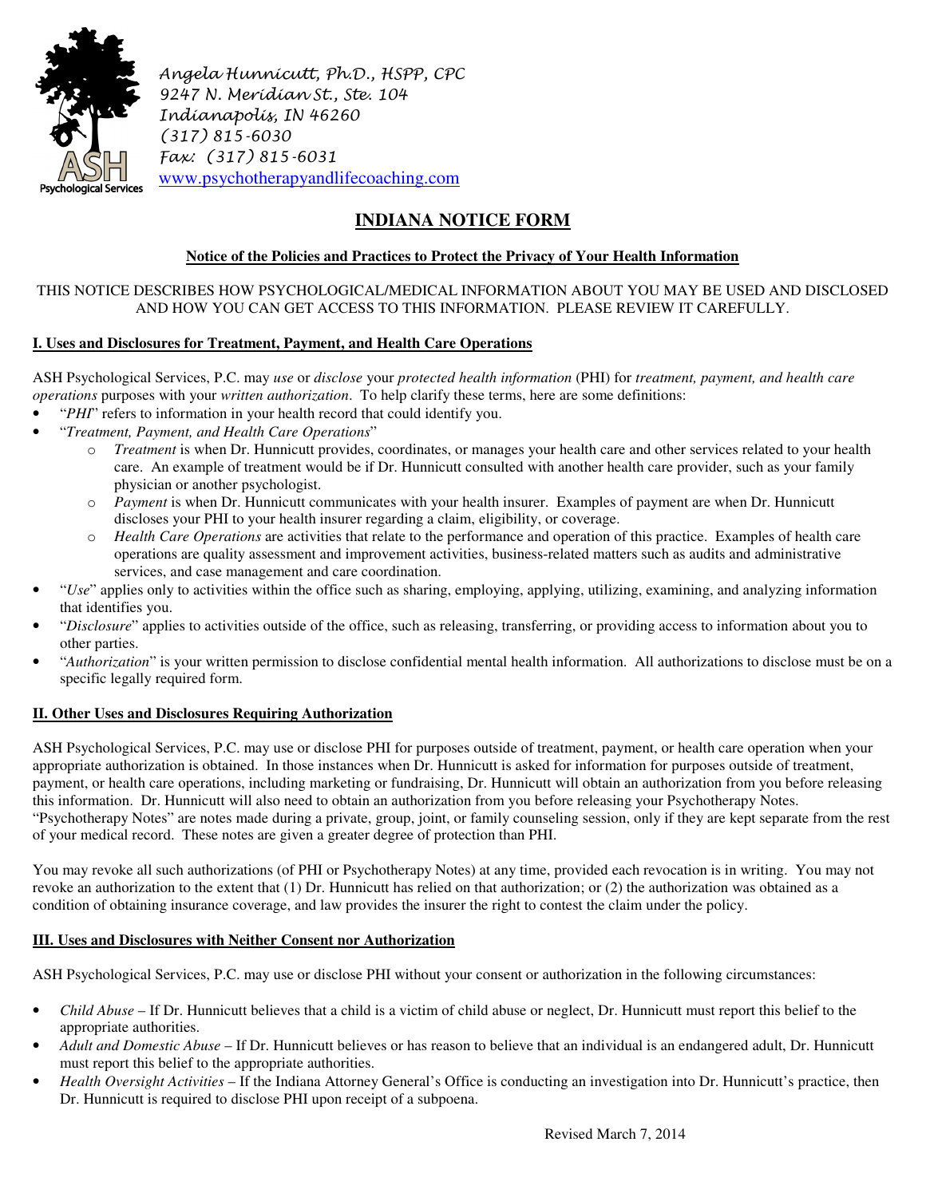Angela Hunnicutt, Ph.D., HSPP, CPC
9247 N. Meridian St., Ste. 104
Indianapolis, IN 46260
(317) 815-6030
Fax: (317) 815-6031
www.psychotherapyandlifecoaching.com

# INDIANA NOTICE FORM

**Notice of the Policies and Practices to Protect the Privacy of Your Health Information**

THIS NOTICE DESCRIBES HOW PSYCHOLOGICAL/MEDICAL INFORMATION ABOUT YOU MAY BE USED AND DISCLOSED AND HOW YOU CAN GET ACCESS TO THIS INFORMATION. PLEASE REVIEW IT CAREFULLY.

## I. Uses and Disclosures for Treatment, Payment, and Health Care Operations

ASH Psychological Services, P.C. may *use* or *disclose* your *protected health information* (PHI) for *treatment, payment, and health care operations* purposes with your *written authorization*. To help clarify these terms, here are some definitions:

- "*PHI*" refers to information in your health record that could identify you.
- "*Treatment, Payment, and Health Care Operations*"
  - *Treatment* is when Dr. Hunnicutt provides, coordinates, or manages your health care and other services related to your health care. An example of treatment would be if Dr. Hunnicutt consulted with another health care provider, such as your family physician or another psychologist.
  - *Payment* is when Dr. Hunnicutt communicates with your health insurer. Examples of payment are when Dr. Hunnicutt discloses your PHI to your health insurer regarding a claim, eligibility, or coverage.
  - *Health Care Operations* are activities that relate to the performance and operation of this practice. Examples of health care operations are quality assessment and improvement activities, business-related matters such as audits and administrative services, and case management and care coordination.
- "*Use*" applies only to activities within the office such as sharing, employing, applying, utilizing, examining, and analyzing information that identifies you.
- "*Disclosure*" applies to activities outside of the office, such as releasing, transferring, or providing access to information about you to other parties.
- "*Authorization*" is your written permission to disclose confidential mental health information. All authorizations to disclose must be on a specific legally required form.

## II. Other Uses and Disclosures Requiring Authorization

ASH Psychological Services, P.C. may use or disclose PHI for purposes outside of treatment, payment, or health care operation when your appropriate authorization is obtained. In those instances when Dr. Hunnicutt is asked for information for purposes outside of treatment, payment, or health care operations, including marketing or fundraising, Dr. Hunnicutt will obtain an authorization from you before releasing this information. Dr. Hunnicutt will also need to obtain an authorization from you before releasing your Psychotherapy Notes. "Psychotherapy Notes" are notes made during a private, group, joint, or family counseling session, only if they are kept separate from the rest of your medical record. These notes are given a greater degree of protection than PHI.

You may revoke all such authorizations (of PHI or Psychotherapy Notes) at any time, provided each revocation is in writing. You may not revoke an authorization to the extent that (1) Dr. Hunnicutt has relied on that authorization; or (2) the authorization was obtained as a condition of obtaining insurance coverage, and law provides the insurer the right to contest the claim under the policy.

## III. Uses and Disclosures with Neither Consent nor Authorization

ASH Psychological Services, P.C. may use or disclose PHI without your consent or authorization in the following circumstances:

- *Child Abuse* – If Dr. Hunnicutt believes that a child is a victim of child abuse or neglect, Dr. Hunnicutt must report this belief to the appropriate authorities.
- *Adult and Domestic Abuse* – If Dr. Hunnicutt believes or has reason to believe that an individual is an endangered adult, Dr. Hunnicutt must report this belief to the appropriate authorities.
- *Health Oversight Activities* – If the Indiana Attorney General's Office is conducting an investigation into Dr. Hunnicutt's practice, then Dr. Hunnicutt is required to disclose PHI upon receipt of a subpoena.

Revised March 7, 2014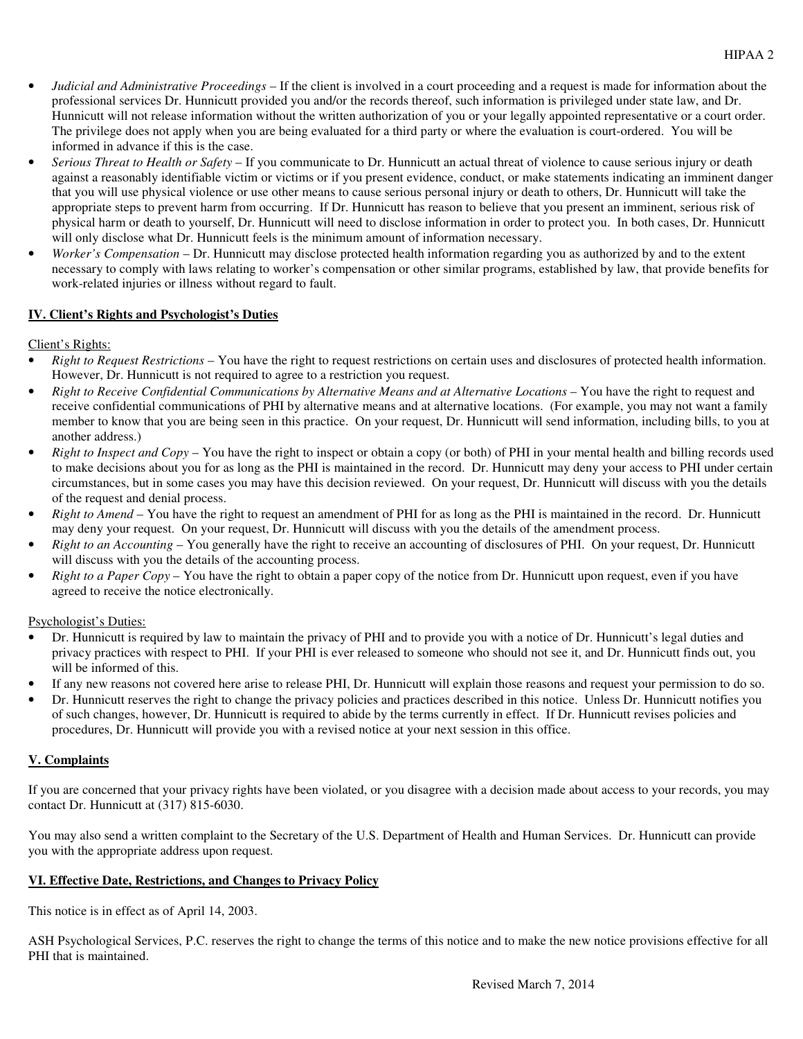- *Judicial and Administrative Proceedings* – If the client is involved in a court proceeding and a request is made for information about the professional services Dr. Hunnicutt provided you and/or the records thereof, such information is privileged under state law, and Dr. Hunnicutt will not release information without the written authorization of you or your legally appointed representative or a court order. The privilege does not apply when you are being evaluated for a third party or where the evaluation is court-ordered. You will be informed in advance if this is the case.
- *Serious Threat to Health or Safety* – If you communicate to Dr. Hunnicutt an actual threat of violence to cause serious injury or death against a reasonably identifiable victim or victims or if you present evidence, conduct, or make statements indicating an imminent danger that you will use physical violence or use other means to cause serious personal injury or death to others, Dr. Hunnicutt will take the appropriate steps to prevent harm from occurring. If Dr. Hunnicutt has reason to believe that you present an imminent, serious risk of physical harm or death to yourself, Dr. Hunnicutt will need to disclose information in order to protect you. In both cases, Dr. Hunnicutt will only disclose what Dr. Hunnicutt feels is the minimum amount of information necessary.
- *Worker's Compensation* – Dr. Hunnicutt may disclose protected health information regarding you as authorized by and to the extent necessary to comply with laws relating to worker's compensation or other similar programs, established by law, that provide benefits for work-related injuries or illness without regard to fault.

## IV. Client's Rights and Psychologist's Duties

Client's Rights:

- *Right to Request Restrictions* – You have the right to request restrictions on certain uses and disclosures of protected health information. However, Dr. Hunnicutt is not required to agree to a restriction you request.
- *Right to Receive Confidential Communications by Alternative Means and at Alternative Locations* – You have the right to request and receive confidential communications of PHI by alternative means and at alternative locations. (For example, you may not want a family member to know that you are being seen in this practice. On your request, Dr. Hunnicutt will send information, including bills, to you at another address.)
- *Right to Inspect and Copy* – You have the right to inspect or obtain a copy (or both) of PHI in your mental health and billing records used to make decisions about you for as long as the PHI is maintained in the record. Dr. Hunnicutt may deny your access to PHI under certain circumstances, but in some cases you may have this decision reviewed. On your request, Dr. Hunnicutt will discuss with you the details of the request and denial process.
- *Right to Amend* – You have the right to request an amendment of PHI for as long as the PHI is maintained in the record. Dr. Hunnicutt may deny your request. On your request, Dr. Hunnicutt will discuss with you the details of the amendment process.
- *Right to an Accounting* – You generally have the right to receive an accounting of disclosures of PHI. On your request, Dr. Hunnicutt will discuss with you the details of the accounting process.
- *Right to a Paper Copy* – You have the right to obtain a paper copy of the notice from Dr. Hunnicutt upon request, even if you have agreed to receive the notice electronically.

Psychologist's Duties:

- Dr. Hunnicutt is required by law to maintain the privacy of PHI and to provide you with a notice of Dr. Hunnicutt's legal duties and privacy practices with respect to PHI. If your PHI is ever released to someone who should not see it, and Dr. Hunnicutt finds out, you will be informed of this.
- If any new reasons not covered here arise to release PHI, Dr. Hunnicutt will explain those reasons and request your permission to do so.
- Dr. Hunnicutt reserves the right to change the privacy policies and practices described in this notice. Unless Dr. Hunnicutt notifies you of such changes, however, Dr. Hunnicutt is required to abide by the terms currently in effect. If Dr. Hunnicutt revises policies and procedures, Dr. Hunnicutt will provide you with a revised notice at your next session in this office.

## V. Complaints

If you are concerned that your privacy rights have been violated, or you disagree with a decision made about access to your records, you may contact Dr. Hunnicutt at (317) 815-6030.

You may also send a written complaint to the Secretary of the U.S. Department of Health and Human Services. Dr. Hunnicutt can provide you with the appropriate address upon request.

## VI. Effective Date, Restrictions, and Changes to Privacy Policy

This notice is in effect as of April 14, 2003.

ASH Psychological Services, P.C. reserves the right to change the terms of this notice and to make the new notice provisions effective for all PHI that is maintained.

Revised March 7, 2014